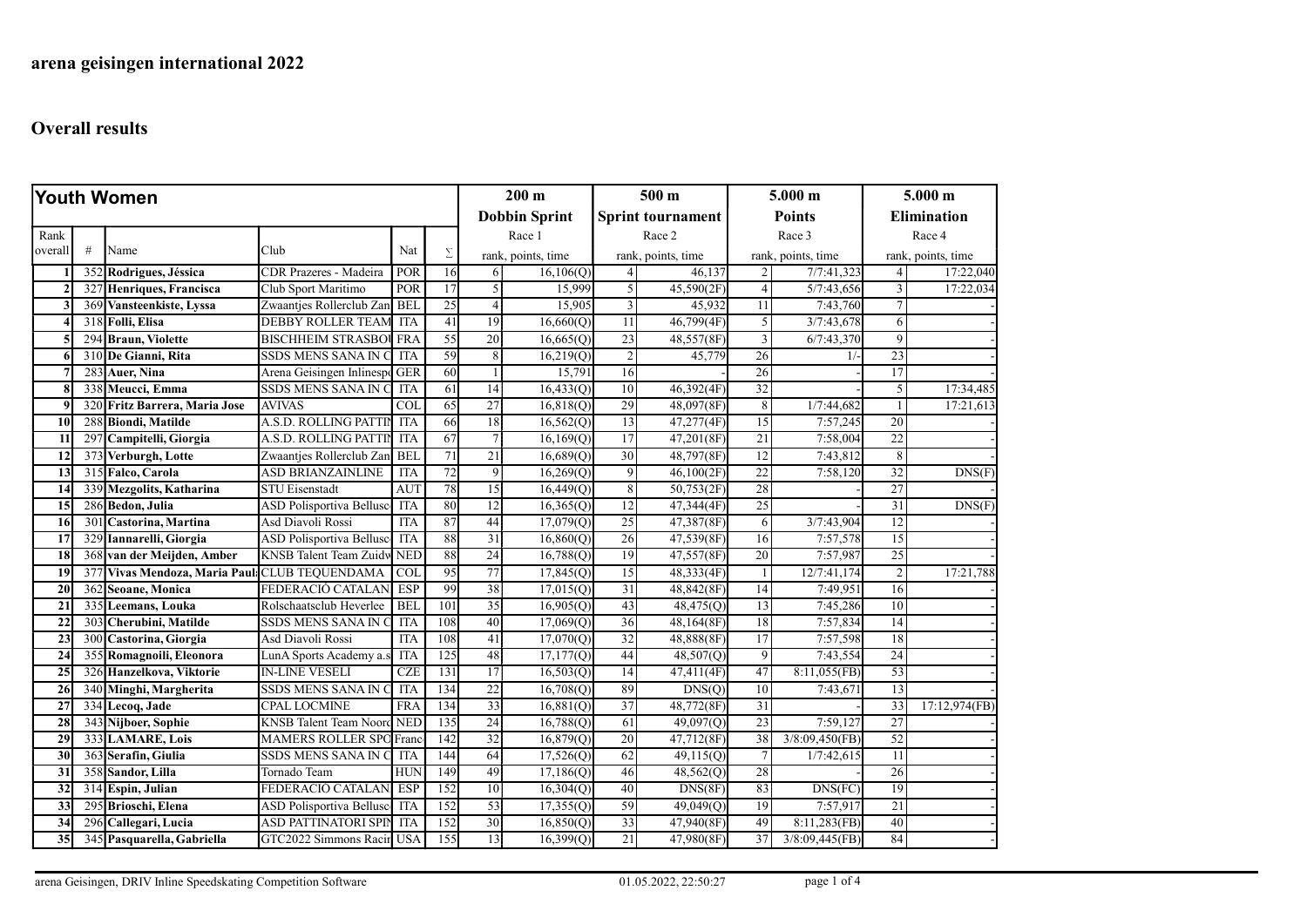# arena geisingen international 2022

## Overall results

| Youth Women | | | | | | 200 m Dobbin Sprint | | 500 m Sprint tournament | | 5.000 m Points | | 5.000 m Elimination | |
|---|---|---|---|---|---|---|---|---|---|---|---|---|---|
| | | | | | | Race 1 | | Race 2 | | Race 3 | | Race 4 | |
| Rank overall | # | Name | Club | Nat | Σ | rank, points, time | | rank, points, time | | rank, points, time | | rank, points, time | |
| 1 | 352 | **Rodrigues, Jéssica** | CDR Prazeres - Madeira | POR | 16 | 6 | 16,106(Q) | 4 | 46,137 | 2 | 7/7:41,323 | 4 | 17:22,040 |
| 2 | 327 | **Henriques, Francisca** | Club Sport Maritimo | POR | 17 | 5 | 15,999 | 5 | 45,590(2F) | 4 | 5/7:43,656 | 3 | 17:22,034 |
| 3 | 369 | **Vansteenkiste, Lyssa** | Zwaantjes Rollerclub Zan | BEL | 25 | 4 | 15,905 | 3 | 45,932 | 11 | 7:43,760 | 7 | - |
| 4 | 318 | **Folli, Elisa** | DEBBY ROLLER TEAM | ITA | 41 | 19 | 16,660(Q) | 11 | 46,799(4F) | 5 | 3/7:43,678 | 6 | - |
| 5 | 294 | **Braun, Violette** | BISCHHEIM STRASBOU | FRA | 55 | 20 | 16,665(Q) | 23 | 48,557(8F) | 3 | 6/7:43,370 | 9 | - |
| 6 | 310 | **De Gianni, Rita** | SSDS MENS SANA IN C | ITA | 59 | 8 | 16,219(Q) | 2 | 45,779 | 26 | 1/- | 23 | - |
| 7 | 283 | **Auer, Nina** | Arena Geisingen Inlinespo | GER | 60 | 1 | 15,791 | 16 | - | 26 | - | 17 | - |
| 8 | 338 | **Meucci, Emma** | SSDS MENS SANA IN C | ITA | 61 | 14 | 16,433(Q) | 10 | 46,392(4F) | 32 | - | 5 | 17:34,485 |
| 9 | 320 | **Fritz Barrera, Maria Jose** | AVIVAS | COL | 65 | 27 | 16,818(Q) | 29 | 48,097(8F) | 8 | 1/7:44,682 | 1 | 17:21,613 |
| 10 | 288 | **Biondi, Matilde** | A.S.D. ROLLING PATTIN | ITA | 66 | 18 | 16,562(Q) | 13 | 47,277(4F) | 15 | 7:57,245 | 20 | - |
| 11 | 297 | **Campitelli, Giorgia** | A.S.D. ROLLING PATTIN | ITA | 67 | 7 | 16,169(Q) | 17 | 47,201(8F) | 21 | 7:58,004 | 22 | - |
| 12 | 373 | **Verburgh, Lotte** | Zwaantjes Rollerclub Zan | BEL | 71 | 21 | 16,689(Q) | 30 | 48,797(8F) | 12 | 7:43,812 | 8 | - |
| 13 | 315 | **Falco, Carola** | ASD BRIANZAINLINE | ITA | 72 | 9 | 16,269(Q) | 9 | 46,100(2F) | 22 | 7:58,120 | 32 | DNS(F) |
| 14 | 339 | **Mezgolits, Katharina** | STU Eisenstadt | AUT | 78 | 15 | 16,449(Q) | 8 | 50,753(2F) | 28 | - | 27 | - |
| 15 | 286 | **Bedon, Julia** | ASD Polisportiva Bellusc | ITA | 80 | 12 | 16,365(Q) | 12 | 47,344(4F) | 25 | - | 31 | DNS(F) |
| 16 | 301 | **Castorina, Martina** | Asd Diavoli Rossi | ITA | 87 | 44 | 17,079(Q) | 25 | 47,387(8F) | 6 | 3/7:43,904 | 12 | - |
| 17 | 329 | **Iannarelli, Giorgia** | ASD Polisportiva Bellusc | ITA | 88 | 31 | 16,860(Q) | 26 | 47,539(8F) | 16 | 7:57,578 | 15 | - |
| 18 | 368 | **van der Meijden, Amber** | KNSB Talent Team Zuidw | NED | 88 | 24 | 16,788(Q) | 19 | 47,557(8F) | 20 | 7:57,987 | 25 | - |
| 19 | 377 | **Vivas Mendoza, Maria Paula** | CLUB TEQUENDAMA | COL | 95 | 77 | 17,845(Q) | 15 | 48,333(4F) | 1 | 12/7:41,174 | 2 | 17:21,788 |
| 20 | 362 | **Seoane, Monica** | FEDERACIÓ CATALAN | ESP | 99 | 38 | 17,015(Q) | 31 | 48,842(8F) | 14 | 7:49,951 | 16 | - |
| 21 | 335 | **Leemans, Louka** | Rolschaatsclub Heverlee | BEL | 101 | 35 | 16,905(Q) | 43 | 48,475(Q) | 13 | 7:45,286 | 10 | - |
| 22 | 303 | **Cherubini, Matilde** | SSDS MENS SANA IN C | ITA | 108 | 40 | 17,069(Q) | 36 | 48,164(8F) | 18 | 7:57,834 | 14 | - |
| 23 | 300 | **Castorina, Giorgia** | Asd Diavoli Rossi | ITA | 108 | 41 | 17,070(Q) | 32 | 48,888(8F) | 17 | 7:57,598 | 18 | - |
| 24 | 355 | **Romagnoili, Eleonora** | LunA Sports Academy a.s | ITA | 125 | 48 | 17,177(Q) | 44 | 48,507(Q) | 9 | 7:43,554 | 24 | - |
| 25 | 326 | **Hanzelkova, Viktorie** | IN-LINE VESELI | CZE | 131 | 17 | 16,503(Q) | 14 | 47,411(4F) | 47 | 8:11,055(FB) | 53 | - |
| 26 | 340 | **Minghi, Margherita** | SSDS MENS SANA IN C | ITA | 134 | 22 | 16,708(Q) | 89 | DNS(Q) | 10 | 7:43,671 | 13 | - |
| 27 | 334 | **Lecoq, Jade** | CPAL LOCMINE | FRA | 134 | 33 | 16,881(Q) | 37 | 48,772(8F) | 31 | - | 33 | 17:12,974(FB) |
| 28 | 343 | **Nijboer, Sophie** | KNSB Talent Team Noord | NED | 135 | 24 | 16,788(Q) | 61 | 49,097(Q) | 23 | 7:59,127 | 27 | - |
| 29 | 333 | **LAMARE, Lois** | MAMERS ROLLER SPO | Franc | 142 | 32 | 16,879(Q) | 20 | 47,712(8F) | 38 | 3/8:09,450(FB) | 52 | - |
| 30 | 363 | **Serafin, Giulia** | SSDS MENS SANA IN C | ITA | 144 | 64 | 17,526(Q) | 62 | 49,115(Q) | 7 | 1/7:42,615 | 11 | - |
| 31 | 358 | **Sandor, Lilla** | Tornado Team | HUN | 149 | 49 | 17,186(Q) | 46 | 48,562(Q) | 28 | - | 26 | - |
| 32 | 314 | **Espin, Julian** | FEDERACIÓ CATALAN | ESP | 152 | 10 | 16,304(Q) | 40 | DNS(8F) | 83 | DNS(FC) | 19 | - |
| 33 | 295 | **Brioschi, Elena** | ASD Polisportiva Bellusc | ITA | 152 | 53 | 17,355(Q) | 59 | 49,049(Q) | 19 | 7:57,917 | 21 | - |
| 34 | 296 | **Callegari, Lucia** | ASD PATTINATORI SPIN | ITA | 152 | 30 | 16,850(Q) | 33 | 47,940(8F) | 49 | 8:11,283(FB) | 40 | - |
| 35 | 345 | **Pasquarella, Gabriella** | GTC2022 Simmons Racin | USA | 155 | 13 | 16,399(Q) | 21 | 47,980(8F) | 37 | 3/8:09,445(FB) | 84 | - |

arena Geisingen, DRIV Inline Speedskating Competition Software 01.05.2022, 22:50:27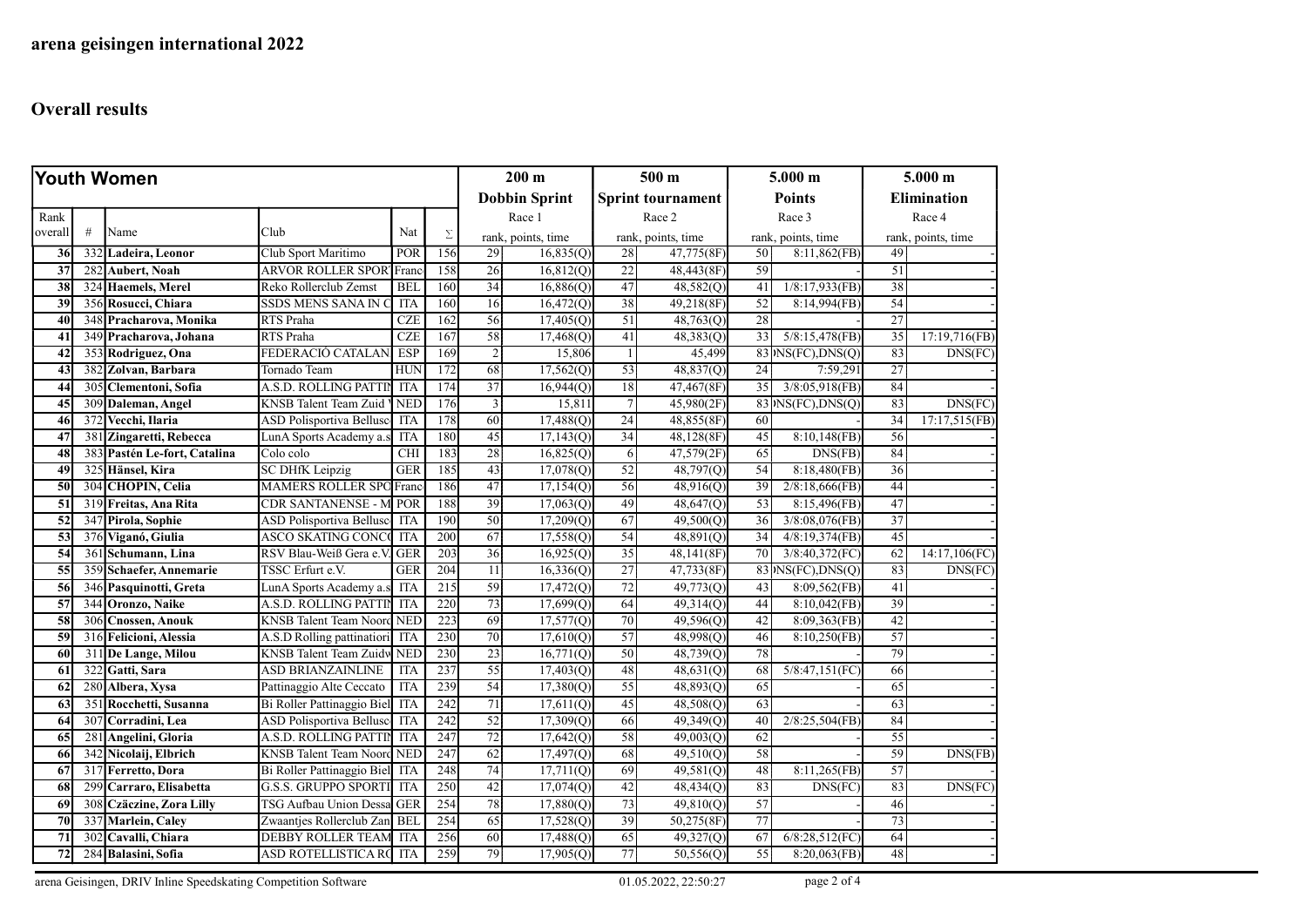## arena geisingen international 2022

## Overall results

| Youth Women | | | | | | 200 m Dobbin Sprint | | 500 m Sprint tournament | | 5.000 m Points | | 5.000 m Elimination | |
|---|---|---|---|---|---|---|---|---|---|---|---|---|---|
| | | | | | | Race 1 | | Race 2 | | Race 3 | | Race 4 | |
| Rank overall | # | Name | Club | Nat | ∑ | rank, points, time | | rank, points, time | | rank, points, time | | rank, points, time | |
| 36 | 332 | **Ladeira, Leonor** | Club Sport Maritimo | POR | 156 | 29 | 16,835(Q) | 28 | 47,775(8F) | 50 | 8:11,862(FB) | 49 | - |
| 37 | 282 | **Aubert, Noah** | ARVOR ROLLER SPORT | Franc | 158 | 26 | 16,812(Q) | 22 | 48,443(8F) | 59 | - | 51 | - |
| 38 | 324 | **Haemels, Merel** | Reko Rollerclub Zemst | BEL | 160 | 34 | 16,886(Q) | 47 | 48,582(Q) | 41 | 1/8:17,933(FB) | 38 | - |
| 39 | 356 | **Rosucci, Chiara** | SSDS MENS SANA IN C | ITA | 160 | 16 | 16,472(Q) | 38 | 49,218(8F) | 52 | 8:14,994(FB) | 54 | - |
| 40 | 348 | **Pracharova, Monika** | RTS Praha | CZE | 162 | 56 | 17,405(Q) | 51 | 48,763(Q) | 28 | - | 27 | - |
| 41 | 349 | **Pracharova, Johana** | RTS Praha | CZE | 167 | 58 | 17,468(Q) | 41 | 48,383(Q) | 33 | 5/8:15,478(FB) | 35 | 17:19,716(FB) |
| 42 | 353 | **Rodriguez, Ona** | FEDERACIÓ CATALAN | ESP | 169 | 2 | 15,806 | 1 | 45,499 | 83 | DNS(FC),DNS(Q) | 83 | DNS(FC) |
| 43 | 382 | **Zolvan, Barbara** | Tornado Team | HUN | 172 | 68 | 17,562(Q) | 53 | 48,837(Q) | 24 | 7:59,291 | 27 | - |
| 44 | 305 | **Clementoni, Sofia** | A.S.D. ROLLING PATTIN | ITA | 174 | 37 | 16,944(Q) | 18 | 47,467(8F) | 35 | 3/8:05,918(FB) | 84 | - |
| 45 | 309 | **Daleman, Angel** | KNSB Talent Team Zuid | NED | 176 | 3 | 15,811 | 7 | 45,980(2F) | 83 | DNS(FC),DNS(Q) | 83 | DNS(FC) |
| 46 | 372 | **Vecchi, Ilaria** | ASD Polisportiva Bellusc | ITA | 178 | 60 | 17,488(Q) | 24 | 48,855(8F) | 60 | - | 34 | 17:17,515(FB) |
| 47 | 381 | **Zingaretti, Rebecca** | LunA Sports Academy a.s | ITA | 180 | 45 | 17,143(Q) | 34 | 48,128(8F) | 45 | 8:10,148(FB) | 56 | - |
| 48 | 383 | **Pastén Le-fort, Catalina** | Colo colo | CHI | 183 | 28 | 16,825(Q) | 6 | 47,579(2F) | 65 | DNS(FB) | 84 | - |
| 49 | 325 | **Hänsel, Kira** | SC DHfK Leipzig | GER | 185 | 43 | 17,078(Q) | 52 | 48,797(Q) | 54 | 8:18,480(FB) | 36 | - |
| 50 | 304 | **CHOPIN, Celia** | MAMERS ROLLER SPO | Franc | 186 | 47 | 17,154(Q) | 56 | 48,916(Q) | 39 | 2/8:18,666(FB) | 44 | - |
| 51 | 319 | **Freitas, Ana Rita** | CDR SANTANENSE - M | POR | 188 | 39 | 17,063(Q) | 49 | 48,647(Q) | 53 | 8:15,496(FB) | 47 | - |
| 52 | 347 | **Pirola, Sophie** | ASD Polisportiva Bellusc | ITA | 190 | 50 | 17,209(Q) | 67 | 49,500(Q) | 36 | 3/8:08,076(FB) | 37 | - |
| 53 | 376 | **Viganó, Giulia** | ASCO SKATING CONC | ITA | 200 | 67 | 17,558(Q) | 54 | 48,891(Q) | 34 | 4/8:19,374(FB) | 45 | - |
| 54 | 361 | **Schumann, Lina** | RSV Blau-Weiß Gera e.V. | GER | 203 | 36 | 16,925(Q) | 35 | 48,141(8F) | 70 | 3/8:40,372(FC) | 62 | 14:17,106(FC) |
| 55 | 359 | **Schaefer, Annemarie** | TSSC Erfurt e.V. | GER | 204 | 11 | 16,336(Q) | 27 | 47,733(8F) | 83 | DNS(FC),DNS(Q) | 83 | DNS(FC) |
| 56 | 346 | **Pasquinotti, Greta** | LunA Sports Academy a.s | ITA | 215 | 59 | 17,472(Q) | 72 | 49,773(Q) | 43 | 8:09,562(FB) | 41 | - |
| 57 | 344 | **Oronzo, Naike** | A.S.D. ROLLING PATTIN | ITA | 220 | 73 | 17,699(Q) | 64 | 49,314(Q) | 44 | 8:10,042(FB) | 39 | - |
| 58 | 306 | **Cnossen, Anouk** | KNSB Talent Team Noord | NED | 223 | 69 | 17,577(Q) | 70 | 49,596(Q) | 42 | 8:09,363(FB) | 42 | - |
| 59 | 316 | **Felicioni, Alessia** | A.S.D Rolling pattinatori | ITA | 230 | 70 | 17,610(Q) | 57 | 48,998(Q) | 46 | 8:10,250(FB) | 57 | - |
| 60 | 311 | **De Lange, Milou** | KNSB Talent Team Zuidw | NED | 230 | 23 | 16,771(Q) | 50 | 48,739(Q) | 78 | - | 79 | - |
| 61 | 322 | **Gatti, Sara** | ASD BRIANZAINLINE | ITA | 237 | 55 | 17,403(Q) | 48 | 48,631(Q) | 68 | 5/8:47,151(FC) | 66 | - |
| 62 | 280 | **Albera, Xysa** | Pattinaggio Alte Ceccato | ITA | 239 | 54 | 17,380(Q) | 55 | 48,893(Q) | 65 | - | 65 | - |
| 63 | 351 | **Rocchetti, Susanna** | Bi Roller Pattinaggio Biel | ITA | 242 | 71 | 17,611(Q) | 45 | 48,508(Q) | 63 | - | 63 | - |
| 64 | 307 | **Corradini, Lea** | ASD Polisportiva Bellusc | ITA | 242 | 52 | 17,309(Q) | 66 | 49,349(Q) | 40 | 2/8:25,504(FB) | 84 | - |
| 65 | 281 | **Angelini, Gloria** | A.S.D. ROLLING PATTIN | ITA | 247 | 72 | 17,642(Q) | 58 | 49,003(Q) | 62 | - | 55 | - |
| 66 | 342 | **Nicolaij, Elbrich** | KNSB Talent Team Noord | NED | 247 | 62 | 17,497(Q) | 68 | 49,510(Q) | 58 | - | 59 | DNS(FB) |
| 67 | 317 | **Ferretto, Dora** | Bi Roller Pattinaggio Biel | ITA | 248 | 74 | 17,711(Q) | 69 | 49,581(Q) | 48 | 8:11,265(FB) | 57 | - |
| 68 | 299 | **Carraro, Elisabetta** | G.S.S. GRUPPO SPORTI | ITA | 250 | 42 | 17,074(Q) | 42 | 48,434(Q) | 83 | DNS(FC) | 83 | DNS(FC) |
| 69 | 308 | **Czäczine, Zora Lilly** | TSG Aufbau Union Dessa | GER | 254 | 78 | 17,880(Q) | 73 | 49,810(Q) | 57 | - | 46 | - |
| 70 | 337 | **Marlein, Caley** | Zwaantjes Rollerclub Zan | BEL | 254 | 65 | 17,528(Q) | 39 | 50,275(8F) | 77 | - | 73 | - |
| 71 | 302 | **Cavalli, Chiara** | DEBBY ROLLER TEAM | ITA | 256 | 60 | 17,488(Q) | 65 | 49,327(Q) | 67 | 6/8:28,512(FC) | 64 | - |
| 72 | 284 | **Balasini, Sofia** | ASD ROTELLISTICA RO | ITA | 259 | 79 | 17,905(Q) | 77 | 50,556(Q) | 55 | 8:20,063(FB) | 48 | - |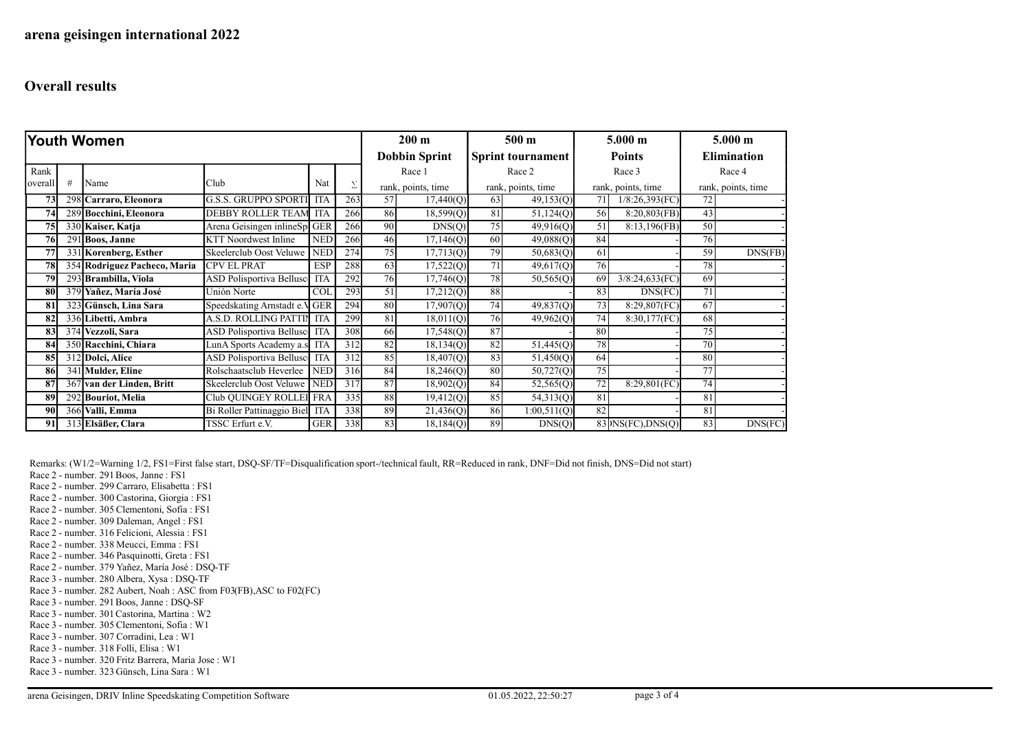# arena geisingen international 2022

## Overall results

| Youth Women | | | | | | 200 m Dobbin Sprint | | 500 m Sprint tournament | | 5.000 m Points | | 5.000 m Elimination | |
|---|---|---|---|---|---|---|---|---|---|---|---|---|---|
| | | | | | | Race 1 | | Race 2 | | Race 3 | | Race 4 | |
| Rank overall | # | Name | Club | Nat | Σ | rank, points, time | | rank, points, time | | rank, points, time | | rank, points, time | |
| 73 | 298 | **Carraro, Eleonora** | G.S.S. GRUPPO SPORTI | ITA | 263 | 57 | 17,440(Q) | 63 | 49,153(Q) | 71 | 1/8:26,393(FC) | 72 | - |
| 74 | 289 | **Bocchini, Eleonora** | DEBBY ROLLER TEAM | ITA | 266 | 86 | 18,599(Q) | 81 | 51,124(Q) | 56 | 8:20,803(FB) | 43 | - |
| 75 | 330 | **Kaiser, Katja** | Arena Geisingen inlineSp | GER | 266 | 90 | DNS(Q) | 75 | 49,916(Q) | 51 | 8:13,196(FB) | 50 | - |
| 76 | 291 | **Boos, Janne** | KTT Noordwest Inline | NED | 266 | 46 | 17,146(Q) | 60 | 49,088(Q) | 84 | - | 76 | - |
| 77 | 331 | **Korenberg, Esther** | Skeelerclub Oost Veluwe | NED | 274 | 75 | 17,713(Q) | 79 | 50,683(Q) | 61 | - | 59 | DNS(FB) |
| 78 | 354 | **Rodriguez Pacheco, Maria** | CPV EL PRAT | ESP | 288 | 63 | 17,522(Q) | 71 | 49,617(Q) | 76 | - | 78 | - |
| 79 | 293 | **Brambilla, Viola** | ASD Polisportiva Bellusc | ITA | 292 | 76 | 17,746(Q) | 78 | 50,565(Q) | 69 | 3/8:24,633(FC) | 69 | - |
| 80 | 379 | **Yañez, María José** | Unión Norte | COL | 293 | 51 | 17,212(Q) | 88 | - | 83 | DNS(FC) | 71 | - |
| 81 | 323 | **Günsch, Lina Sara** | Speedskating Arnstadt e.V | GER | 294 | 80 | 17,907(Q) | 74 | 49,837(Q) | 73 | 8:29,807(FC) | 67 | - |
| 82 | 336 | **Libetti, Ambra** | A.S.D. ROLLING PATTIN | ITA | 299 | 81 | 18,011(Q) | 76 | 49,962(Q) | 74 | 8:30,177(FC) | 68 | - |
| 83 | 374 | **Vezzoli, Sara** | ASD Polisportiva Bellusc | ITA | 308 | 66 | 17,548(Q) | 87 | - | 80 | - | 75 | - |
| 84 | 350 | **Racchini, Chiara** | LunA Sports Academy a.s | ITA | 312 | 82 | 18,134(Q) | 82 | 51,445(Q) | 78 | - | 70 | - |
| 85 | 312 | **Dolci, Alice** | ASD Polisportiva Bellusc | ITA | 312 | 85 | 18,407(Q) | 83 | 51,450(Q) | 64 | - | 80 | - |
| 86 | 341 | **Mulder, Eline** | Rolschaatsclub Heverlee | NED | 316 | 84 | 18,246(Q) | 80 | 50,727(Q) | 75 | - | 77 | - |
| 87 | 367 | **van der Linden, Britt** | Skeelerclub Oost Veluwe | NED | 317 | 87 | 18,902(Q) | 84 | 52,565(Q) | 72 | 8:29,801(FC) | 74 | - |
| 89 | 292 | **Bouriot, Melia** | Club QUINGEY ROLLEI | FRA | 335 | 88 | 19,412(Q) | 85 | 54,313(Q) | 81 | - | 81 | - |
| 90 | 366 | **Valli, Emma** | Bi Roller Pattinaggio Biel | ITA | 338 | 89 | 21,436(Q) | 86 | 1:00,511(Q) | 82 | - | 81 | - |
| 91 | 313 | **Elsäßer, Clara** | TSSC Erfurt e.V. | GER | 338 | 83 | 18,184(Q) | 89 | DNS(Q) | 83 | DNS(FC),DNS(Q) | 83 | DNS(FC) |

Remarks: (W1/2=Warning 1/2, FS1=First false start, DSQ-SF/TF=Disqualification sport-/technical fault, RR=Reduced in rank, DNF=Did not finish, DNS=Did not start)

Race 2 - number. 291 Boos, Janne : FS1
Race 2 - number. 299 Carraro, Elisabetta : FS1
Race 2 - number. 300 Castorina, Giorgia : FS1
Race 2 - number. 305 Clementoni, Sofia : FS1
Race 2 - number. 309 Daleman, Angel : FS1
Race 2 - number. 316 Felicioni, Alessia : FS1
Race 2 - number. 338 Meucci, Emma : FS1
Race 2 - number. 346 Pasquinotti, Greta : FS1
Race 2 - number. 379 Yañez, María José : DSQ-TF
Race 3 - number. 280 Albera, Xysa : DSQ-TF
Race 3 - number. 282 Aubert, Noah : ASC from F03(FB),ASC to F02(FC)
Race 3 - number. 291 Boos, Janne : DSQ-SF
Race 3 - number. 301 Castorina, Martina : W2
Race 3 - number. 305 Clementoni, Sofia : W1
Race 3 - number. 307 Corradini, Lea : W1
Race 3 - number. 318 Folli, Elisa : W1
Race 3 - number. 320 Fritz Barrera, Maria Jose : W1
Race 3 - number. 323 Günsch, Lina Sara : W1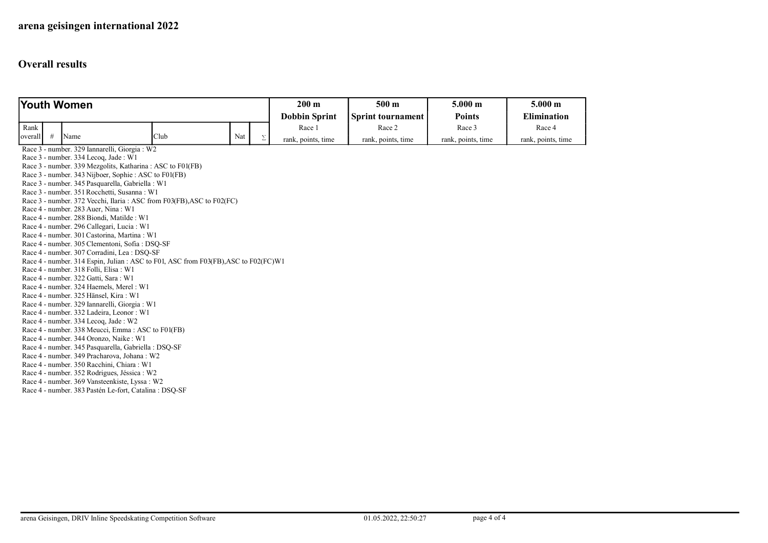# arena geisingen international 2022

## Overall results

| Youth Women | | | | | | 200 m Dobbin Sprint | 500 m Sprint tournament | 5.000 m Points | 5.000 m Elimination |
|---|---|---|---|---|---|---|---|---|---|
| Rank overall | # | Name | Club | Nat | Σ | Race 1 rank, points, time | Race 2 rank, points, time | Race 3 rank, points, time | Race 4 rank, points, time |

Race 3 - number. 329 Iannarelli, Giorgia : W2
Race 3 - number. 334 Lecoq, Jade : W1
Race 3 - number. 339 Mezgolits, Katharina : ASC to F01(FB)
Race 3 - number. 343 Nijboer, Sophie : ASC to F01(FB)
Race 3 - number. 345 Pasquarella, Gabriella : W1
Race 3 - number. 351 Rocchetti, Susanna : W1
Race 3 - number. 372 Vecchi, Ilaria : ASC from F03(FB),ASC to F02(FC)
Race 4 - number. 283 Auer, Nina : W1
Race 4 - number. 288 Biondi, Matilde : W1
Race 4 - number. 296 Callegari, Lucia : W1
Race 4 - number. 301 Castorina, Martina : W1
Race 4 - number. 305 Clementoni, Sofia : DSQ-SF
Race 4 - number. 307 Corradini, Lea : DSQ-SF
Race 4 - number. 314 Espin, Julian : ASC to F01, ASC from F03(FB),ASC to F02(FC)W1
Race 4 - number. 318 Folli, Elisa : W1
Race 4 - number. 322 Gatti, Sara : W1
Race 4 - number. 324 Haemels, Merel : W1
Race 4 - number. 325 Hänsel, Kira : W1
Race 4 - number. 329 Iannarelli, Giorgia : W1
Race 4 - number. 332 Ladeira, Leonor : W1
Race 4 - number. 334 Lecoq, Jade : W2
Race 4 - number. 338 Meucci, Emma : ASC to F01(FB)
Race 4 - number. 344 Oronzo, Naike : W1
Race 4 - number. 345 Pasquarella, Gabriella : DSQ-SF
Race 4 - number. 349 Pracharova, Johana : W2
Race 4 - number. 350 Racchini, Chiara : W1
Race 4 - number. 352 Rodrigues, Jéssica : W2
Race 4 - number. 369 Vansteenkiste, Lyssa : W2
Race 4 - number. 383 Pastén Le-fort, Catalina : DSQ-SF

arena Geisingen, DRIV Inline Speedskating Competition Software 01.05.2022, 22:50:27